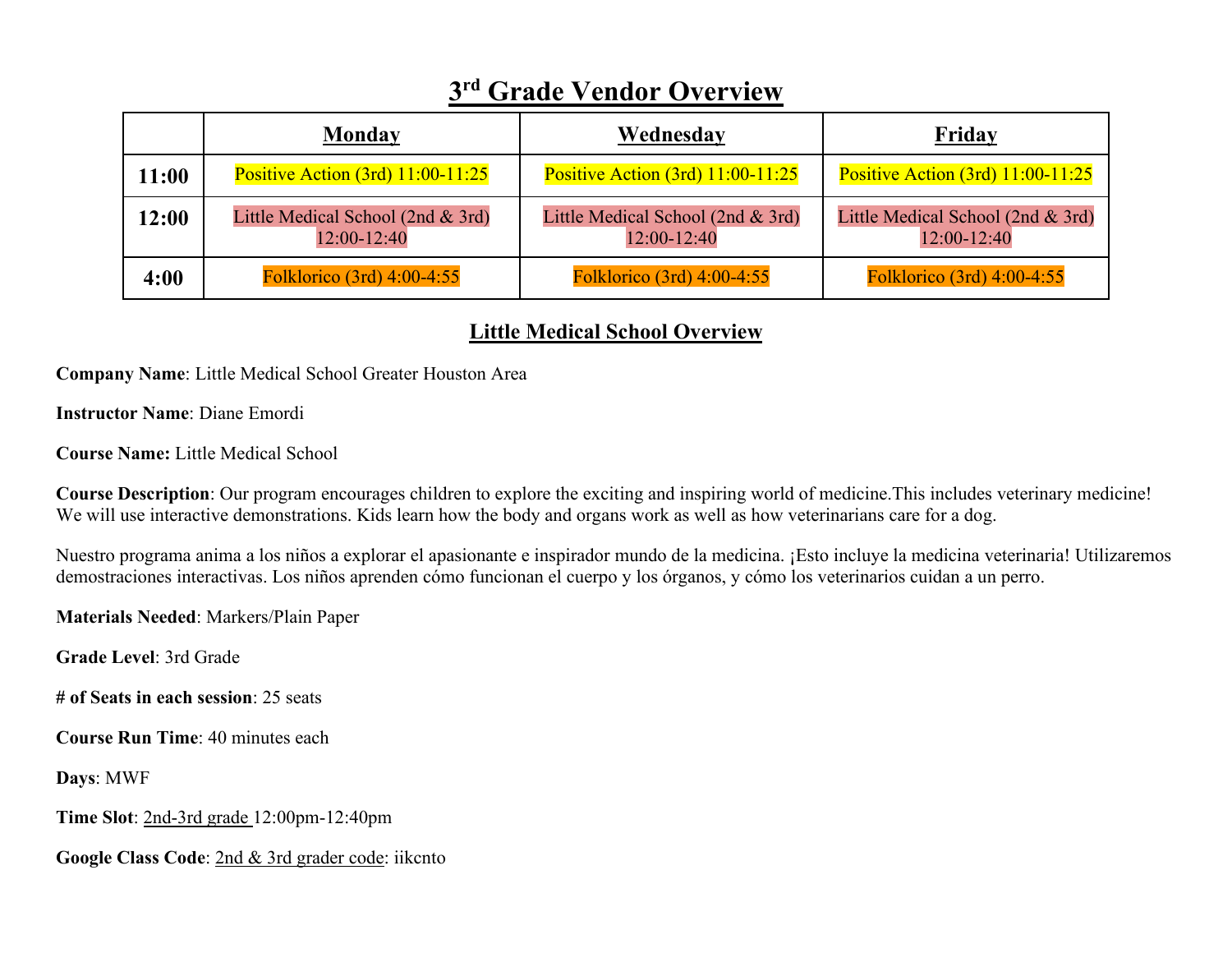# 3rd Grade Vendor Overview

| | **Monday** | **Wednesday** | **Friday** |
|---|---|---|---|
| **11:00** | Positive Action (3rd) 11:00-11:25 | Positive Action (3rd) 11:00-11:25 | Positive Action (3rd) 11:00-11:25 |
| **12:00** | Little Medical School (2nd & 3rd) 12:00-12:40 | Little Medical School (2nd & 3rd) 12:00-12:40 | Little Medical School (2nd & 3rd) 12:00-12:40 |
| **4:00** | Folklorico (3rd) 4:00-4:55 | Folklorico (3rd) 4:00-4:55 | Folklorico (3rd) 4:00-4:55 |

## Little Medical School Overview

**Company Name**: Little Medical School Greater Houston Area

**Instructor Name**: Diane Emordi

**Course Name:** Little Medical School

**Course Description**: Our program encourages children to explore the exciting and inspiring world of medicine.This includes veterinary medicine! We will use interactive demonstrations. Kids learn how the body and organs work as well as how veterinarians care for a dog.

Nuestro programa anima a los niños a explorar el apasionante e inspirador mundo de la medicina. ¡Esto incluye la medicina veterinaria! Utilizaremos demostraciones interactivas. Los niños aprenden cómo funcionan el cuerpo y los órganos, y cómo los veterinarios cuidan a un perro.

**Materials Needed**: Markers/Plain Paper

**Grade Level**: 3rd Grade

**# of Seats in each session**: 25 seats

**Course Run Time**: 40 minutes each

**Days**: MWF

**Time Slot**: 2nd-3rd grade 12:00pm-12:40pm

**Google Class Code**: 2nd & 3rd grader code: iikcnto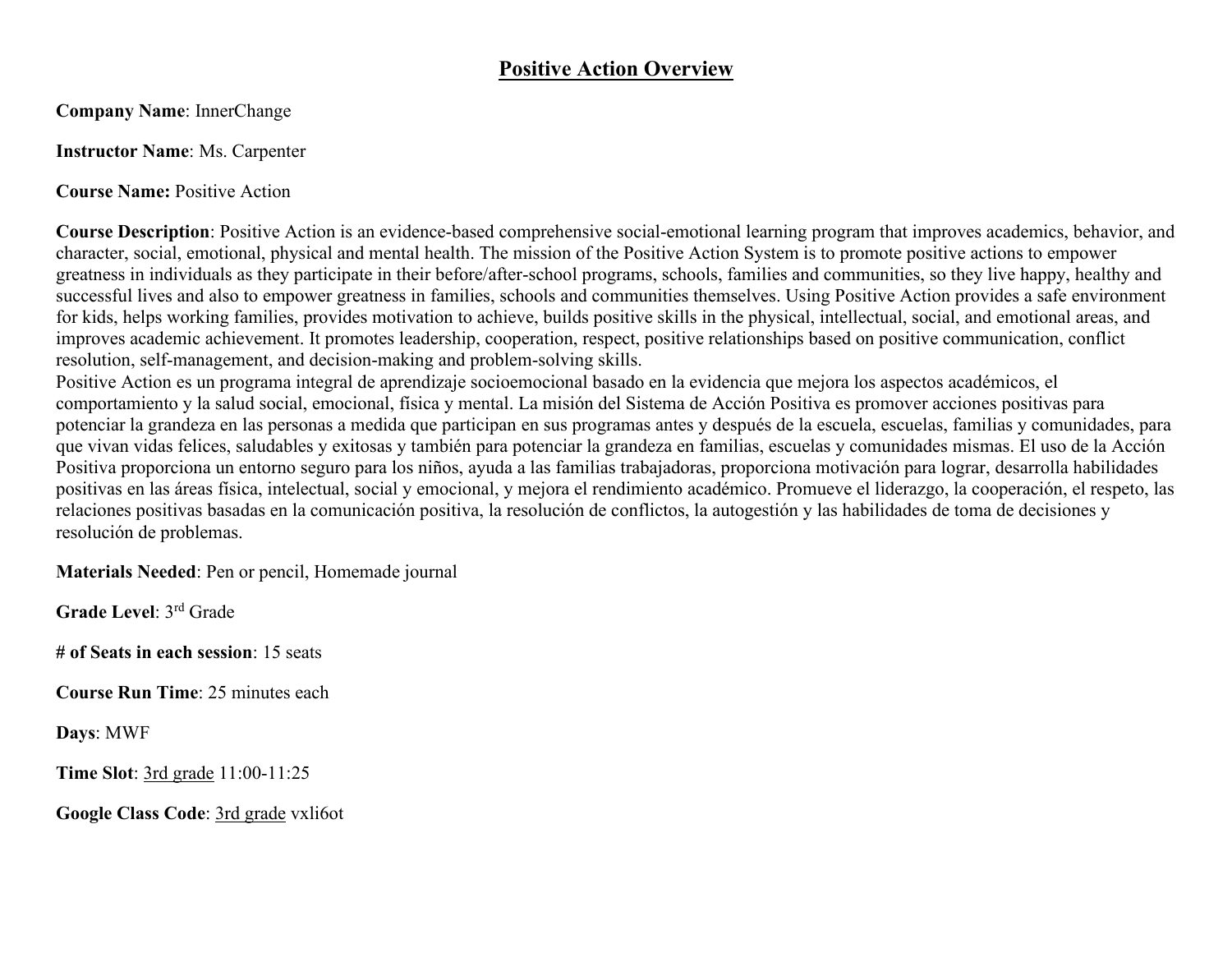# Positive Action Overview

**Company Name**: InnerChange

**Instructor Name**: Ms. Carpenter

**Course Name:** Positive Action

**Course Description**: Positive Action is an evidence-based comprehensive social-emotional learning program that improves academics, behavior, and character, social, emotional, physical and mental health. The mission of the Positive Action System is to promote positive actions to empower greatness in individuals as they participate in their before/after-school programs, schools, families and communities, so they live happy, healthy and successful lives and also to empower greatness in families, schools and communities themselves. Using Positive Action provides a safe environment for kids, helps working families, provides motivation to achieve, builds positive skills in the physical, intellectual, social, and emotional areas, and improves academic achievement. It promotes leadership, cooperation, respect, positive relationships based on positive communication, conflict resolution, self-management, and decision-making and problem-solving skills.
Positive Action es un programa integral de aprendizaje socioemocional basado en la evidencia que mejora los aspectos académicos, el comportamiento y la salud social, emocional, física y mental. La misión del Sistema de Acción Positiva es promover acciones positivas para potenciar la grandeza en las personas a medida que participan en sus programas antes y después de la escuela, escuelas, familias y comunidades, para que vivan vidas felices, saludables y exitosas y también para potenciar la grandeza en familias, escuelas y comunidades mismas. El uso de la Acción Positiva proporciona un entorno seguro para los niños, ayuda a las familias trabajadoras, proporciona motivación para lograr, desarrolla habilidades positivas en las áreas física, intelectual, social y emocional, y mejora el rendimiento académico. Promueve el liderazgo, la cooperación, el respeto, las relaciones positivas basadas en la comunicación positiva, la resolución de conflictos, la autogestión y las habilidades de toma de decisiones y resolución de problemas.

**Materials Needed**: Pen or pencil, Homemade journal

**Grade Level**: 3rd Grade

**# of Seats in each session**: 15 seats

**Course Run Time**: 25 minutes each

**Days**: MWF

**Time Slot**: 3rd grade 11:00-11:25

**Google Class Code**: 3rd grade vxli6ot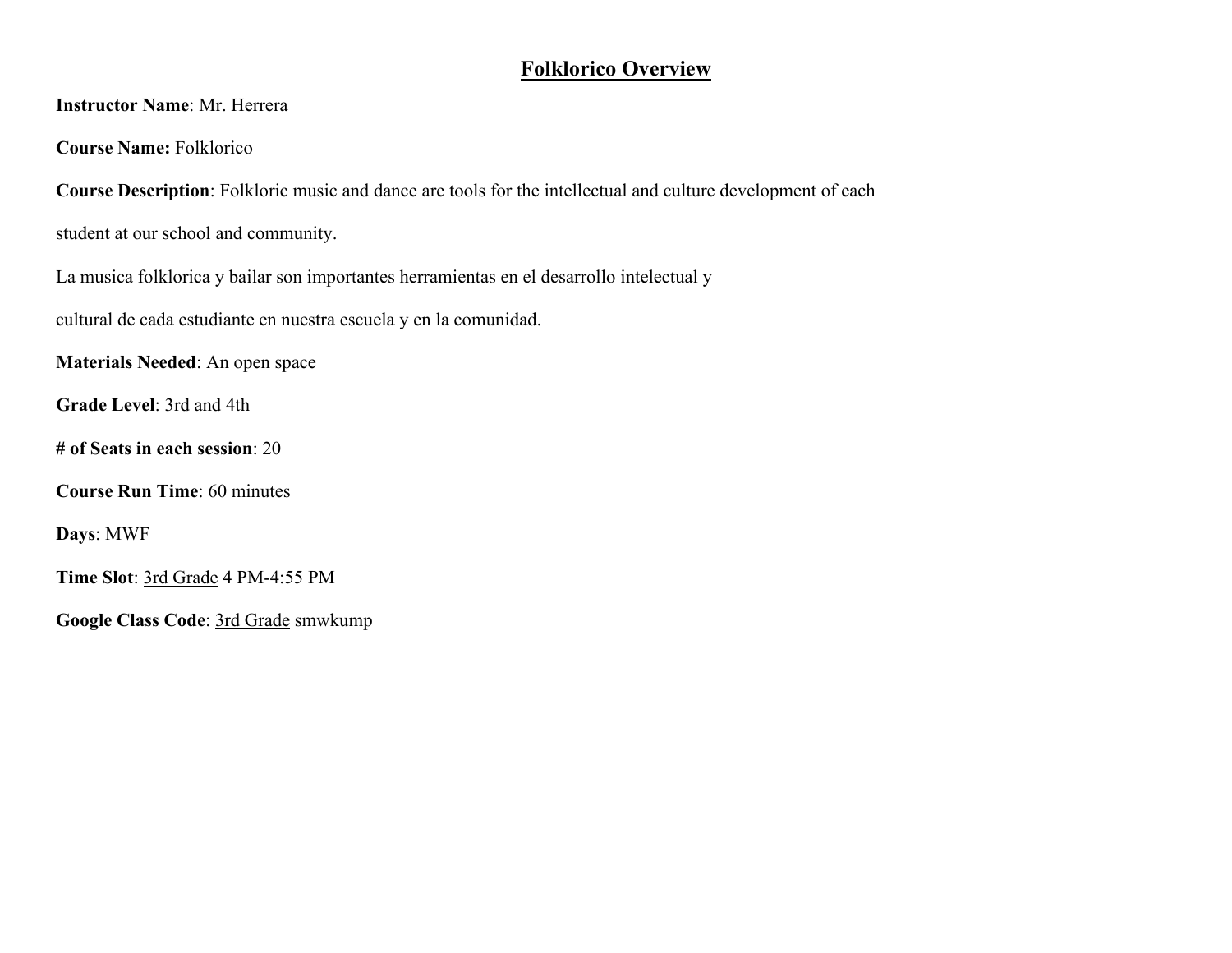# Folklorico Overview

**Instructor Name**: Mr. Herrera

**Course Name:** Folklorico

**Course Description**: Folkloric music and dance are tools for the intellectual and culture development of each student at our school and community.

La musica folklorica y bailar son importantes herramientas en el desarrollo intelectual y cultural de cada estudiante en nuestra escuela y en la comunidad.

**Materials Needed**: An open space

**Grade Level**: 3rd and 4th

**# of Seats in each session**: 20

**Course Run Time**: 60 minutes

**Days**: MWF

**Time Slot**: <u>3rd Grade</u> 4 PM-4:55 PM

**Google Class Code**: <u>3rd Grade</u> smwkump